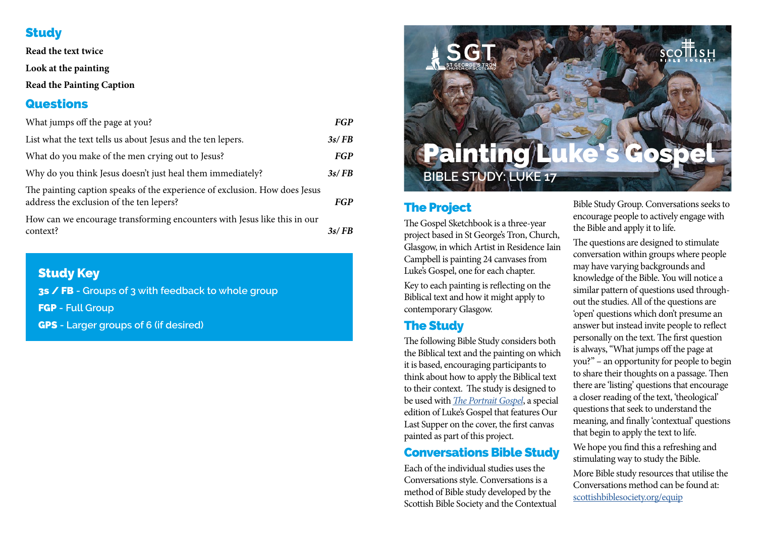## Study

**Read the text twice**

**Look at the painting**

**Read the Painting Caption**

## Questions

| | |
|---|---|
| What jumps off the page at you? | ***FGP*** |
| List what the text tells us about Jesus and the ten lepers. | ***3s/ FB*** |
| What do you make of the men crying out to Jesus? | ***FGP*** |
| Why do you think Jesus doesn't just heal them immediately? | ***3s/ FB*** |
| The painting caption speaks of the experience of exclusion. How does Jesus address the exclusion of the ten lepers? | ***FGP*** |
| How can we encourage transforming encounters with Jesus like this in our context? | ***3s/ FB*** |

### Study Key

**3s / FB** - Groups of 3 with feedback to whole group

**FGP** - Full Group

**GPS** - Larger groups of 6 (if desired)

SGT ST GEORGE'S TRON CHURCH OF SCOTLAND

SCOTTISH BIBLE SOCIETY

# Painting Luke's Gospel

BIBLE STUDY: LUKE 17

## The Project

The Gospel Sketchbook is a three-year project based in St George's Tron, Church, Glasgow, in which Artist in Residence Iain Campbell is painting 24 canvases from Luke's Gospel, one for each chapter.

Key to each painting is reflecting on the Biblical text and how it might apply to contemporary Glasgow.

## The Study

The following Bible Study considers both the Biblical text and the painting on which it is based, encouraging participants to think about how to apply the Biblical text to their context. The study is designed to be used with *The Portrait Gospel*, a special edition of Luke's Gospel that features Our Last Supper on the cover, the first canvas painted as part of this project.

## Conversations Bible Study

Each of the individual studies uses the Conversations style. Conversations is a method of Bible study developed by the Scottish Bible Society and the Contextual Bible Study Group. Conversations seeks to encourage people to actively engage with the Bible and apply it to life.

The questions are designed to stimulate conversation within groups where people may have varying backgrounds and knowledge of the Bible. You will notice a similar pattern of questions used throughout the studies. All of the questions are 'open' questions which don't presume an answer but instead invite people to reflect personally on the text. The first question is always, "What jumps off the page at you?" – an opportunity for people to begin to share their thoughts on a passage. Then there are 'listing' questions that encourage a closer reading of the text, 'theological' questions that seek to understand the meaning, and finally 'contextual' questions that begin to apply the text to life.

We hope you find this a refreshing and stimulating way to study the Bible.

More Bible study resources that utilise the Conversations method can be found at: scottishbiblesociety.org/equip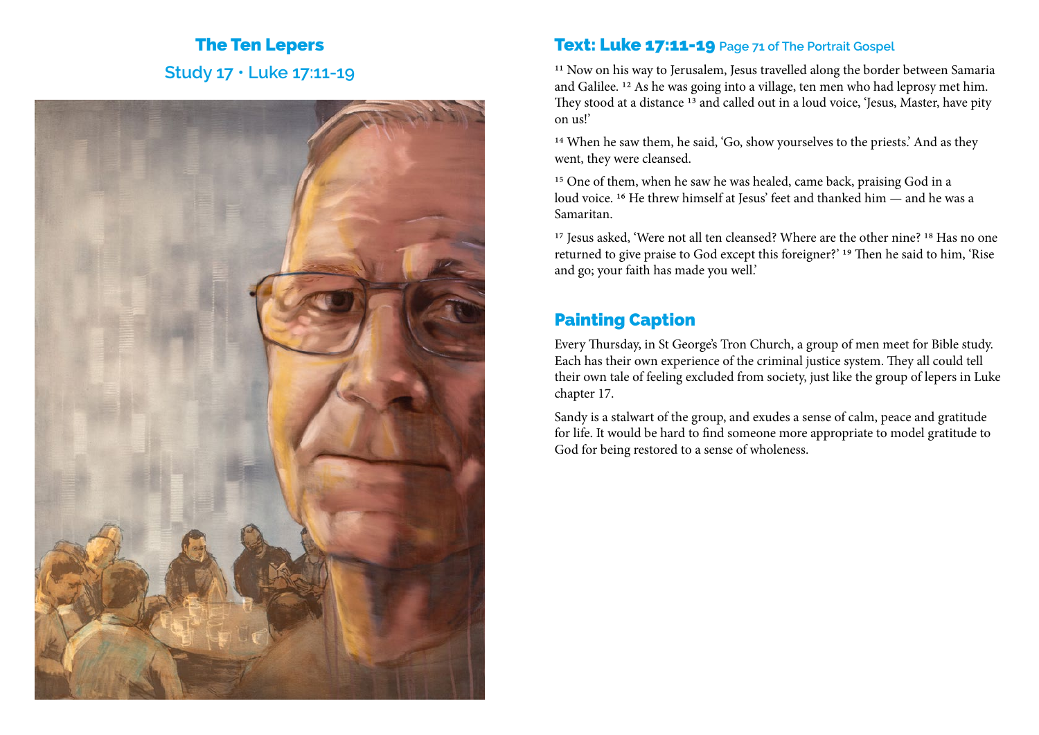## The Ten Lepers

### Study 17 • Luke 17:11-19

## Text: Luke 17:11-19 Page 71 of The Portrait Gospel

[11] Now on his way to Jerusalem, Jesus travelled along the border between Samaria and Galilee. [12] As he was going into a village, ten men who had leprosy met him. They stood at a distance [13] and called out in a loud voice, 'Jesus, Master, have pity on us!'

[14] When he saw them, he said, 'Go, show yourselves to the priests.' And as they went, they were cleansed.

[15] One of them, when he saw he was healed, came back, praising God in a loud voice. [16] He threw himself at Jesus' feet and thanked him — and he was a Samaritan.

[17] Jesus asked, 'Were not all ten cleansed? Where are the other nine? [18] Has no one returned to give praise to God except this foreigner?' [19] Then he said to him, 'Rise and go; your faith has made you well.'

## Painting Caption

Every Thursday, in St George's Tron Church, a group of men meet for Bible study. Each has their own experience of the criminal justice system. They all could tell their own tale of feeling excluded from society, just like the group of lepers in Luke chapter 17.

Sandy is a stalwart of the group, and exudes a sense of calm, peace and gratitude for life. It would be hard to find someone more appropriate to model gratitude to God for being restored to a sense of wholeness.